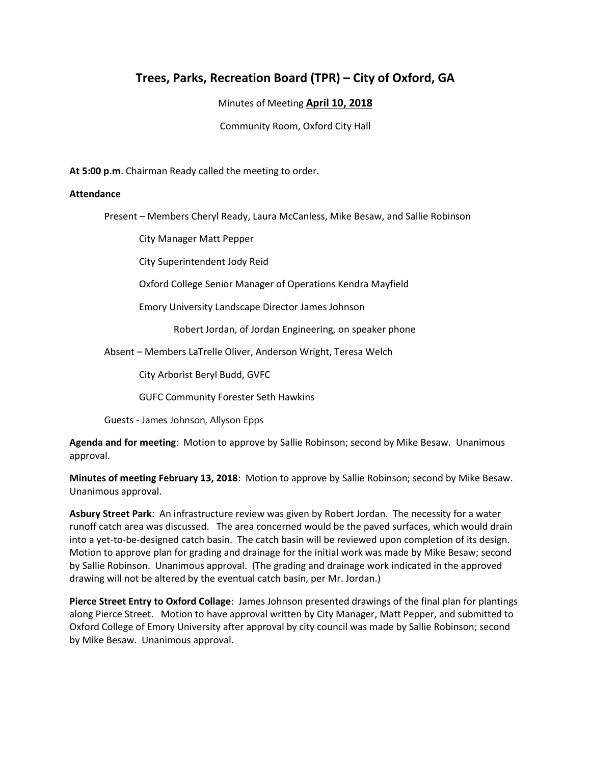# Trees, Parks, Recreation Board (TPR) – City of Oxford, GA

Minutes of Meeting **April 10, 2018**

Community Room, Oxford City Hall

**At 5:00 p.m**. Chairman Ready called the meeting to order.

**Attendance**

Present – Members Cheryl Ready, Laura McCanless, Mike Besaw, and Sallie Robinson

City Manager Matt Pepper

City Superintendent Jody Reid

Oxford College Senior Manager of Operations Kendra Mayfield

Emory University Landscape Director James Johnson

Robert Jordan, of Jordan Engineering, on speaker phone

Absent – Members LaTrelle Oliver, Anderson Wright, Teresa Welch

City Arborist Beryl Budd, GVFC

GUFC Community Forester Seth Hawkins

Guests - James Johnson, Allyson Epps

**Agenda and for meeting**: Motion to approve by Sallie Robinson; second by Mike Besaw. Unanimous approval.

**Minutes of meeting February 13, 2018**: Motion to approve by Sallie Robinson; second by Mike Besaw. Unanimous approval.

**Asbury Street Park**: An infrastructure review was given by Robert Jordan. The necessity for a water runoff catch area was discussed. The area concerned would be the paved surfaces, which would drain into a yet-to-be-designed catch basin. The catch basin will be reviewed upon completion of its design. Motion to approve plan for grading and drainage for the initial work was made by Mike Besaw; second by Sallie Robinson. Unanimous approval. (The grading and drainage work indicated in the approved drawing will not be altered by the eventual catch basin, per Mr. Jordan.)

**Pierce Street Entry to Oxford Collage**: James Johnson presented drawings of the final plan for plantings along Pierce Street. Motion to have approval written by City Manager, Matt Pepper, and submitted to Oxford College of Emory University after approval by city council was made by Sallie Robinson; second by Mike Besaw. Unanimous approval.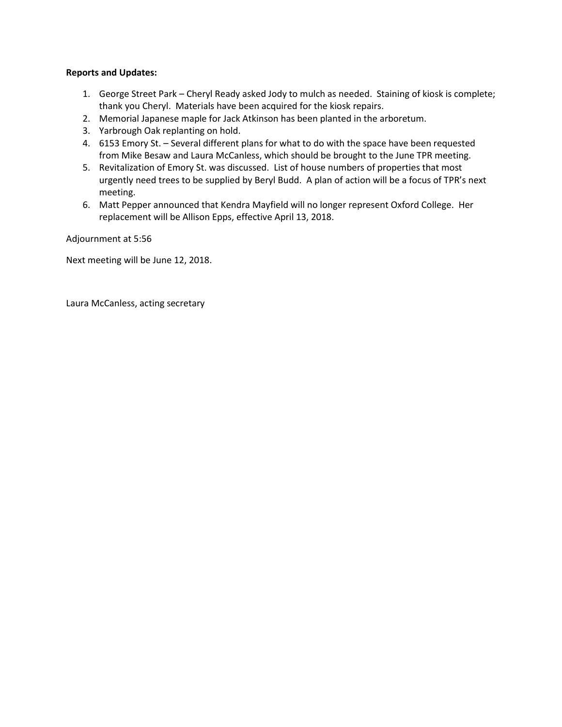**Reports and Updates:**

1. George Street Park – Cheryl Ready asked Jody to mulch as needed. Staining of kiosk is complete; thank you Cheryl. Materials have been acquired for the kiosk repairs.
2. Memorial Japanese maple for Jack Atkinson has been planted in the arboretum.
3. Yarbrough Oak replanting on hold.
4. 6153 Emory St. – Several different plans for what to do with the space have been requested from Mike Besaw and Laura McCanless, which should be brought to the June TPR meeting.
5. Revitalization of Emory St. was discussed. List of house numbers of properties that most urgently need trees to be supplied by Beryl Budd. A plan of action will be a focus of TPR's next meeting.
6. Matt Pepper announced that Kendra Mayfield will no longer represent Oxford College. Her replacement will be Allison Epps, effective April 13, 2018.

Adjournment at 5:56

Next meeting will be June 12, 2018.

Laura McCanless, acting secretary